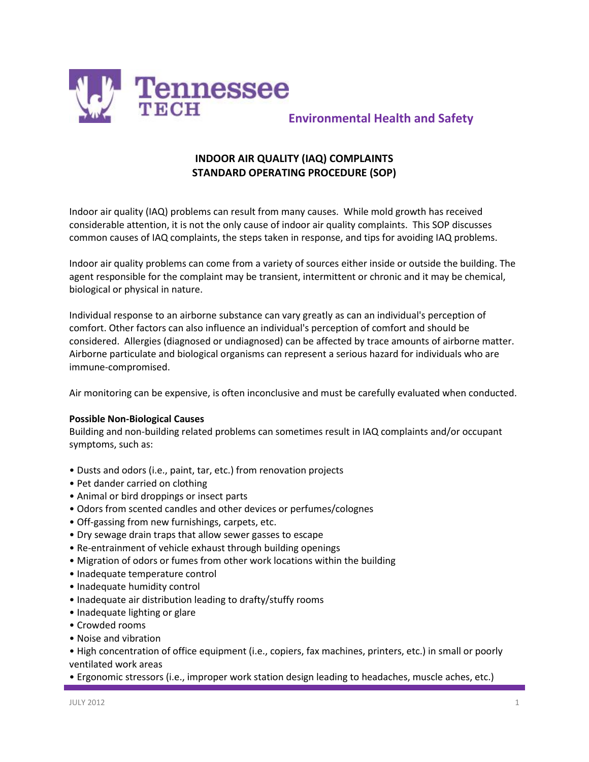Tennessee TECH

Environmental Health and Safety

# INDOOR AIR QUALITY (IAQ) COMPLAINTS STANDARD OPERATING PROCEDURE (SOP)

Indoor air quality (IAQ) problems can result from many causes. While mold growth has received considerable attention, it is not the only cause of indoor air quality complaints. This SOP discusses common causes of IAQ complaints, the steps taken in response, and tips for avoiding IAQ problems.

Indoor air quality problems can come from a variety of sources either inside or outside the building. The agent responsible for the complaint may be transient, intermittent or chronic and it may be chemical, biological or physical in nature.

Individual response to an airborne substance can vary greatly as can an individual's perception of comfort. Other factors can also influence an individual's perception of comfort and should be considered. Allergies (diagnosed or undiagnosed) can be affected by trace amounts of airborne matter. Airborne particulate and biological organisms can represent a serious hazard for individuals who are immune-compromised.

Air monitoring can be expensive, is often inconclusive and must be carefully evaluated when conducted.

**Possible Non-Biological Causes**

Building and non-building related problems can sometimes result in IAQ complaints and/or occupant symptoms, such as:

- Dusts and odors (i.e., paint, tar, etc.) from renovation projects
- Pet dander carried on clothing
- Animal or bird droppings or insect parts
- Odors from scented candles and other devices or perfumes/colognes
- Off-gassing from new furnishings, carpets, etc.
- Dry sewage drain traps that allow sewer gasses to escape
- Re-entrainment of vehicle exhaust through building openings
- Migration of odors or fumes from other work locations within the building
- Inadequate temperature control
- Inadequate humidity control
- Inadequate air distribution leading to drafty/stuffy rooms
- Inadequate lighting or glare
- Crowded rooms
- Noise and vibration
- High concentration of office equipment (i.e., copiers, fax machines, printers, etc.) in small or poorly ventilated work areas
- Ergonomic stressors (i.e., improper work station design leading to headaches, muscle aches, etc.)

JULY 2012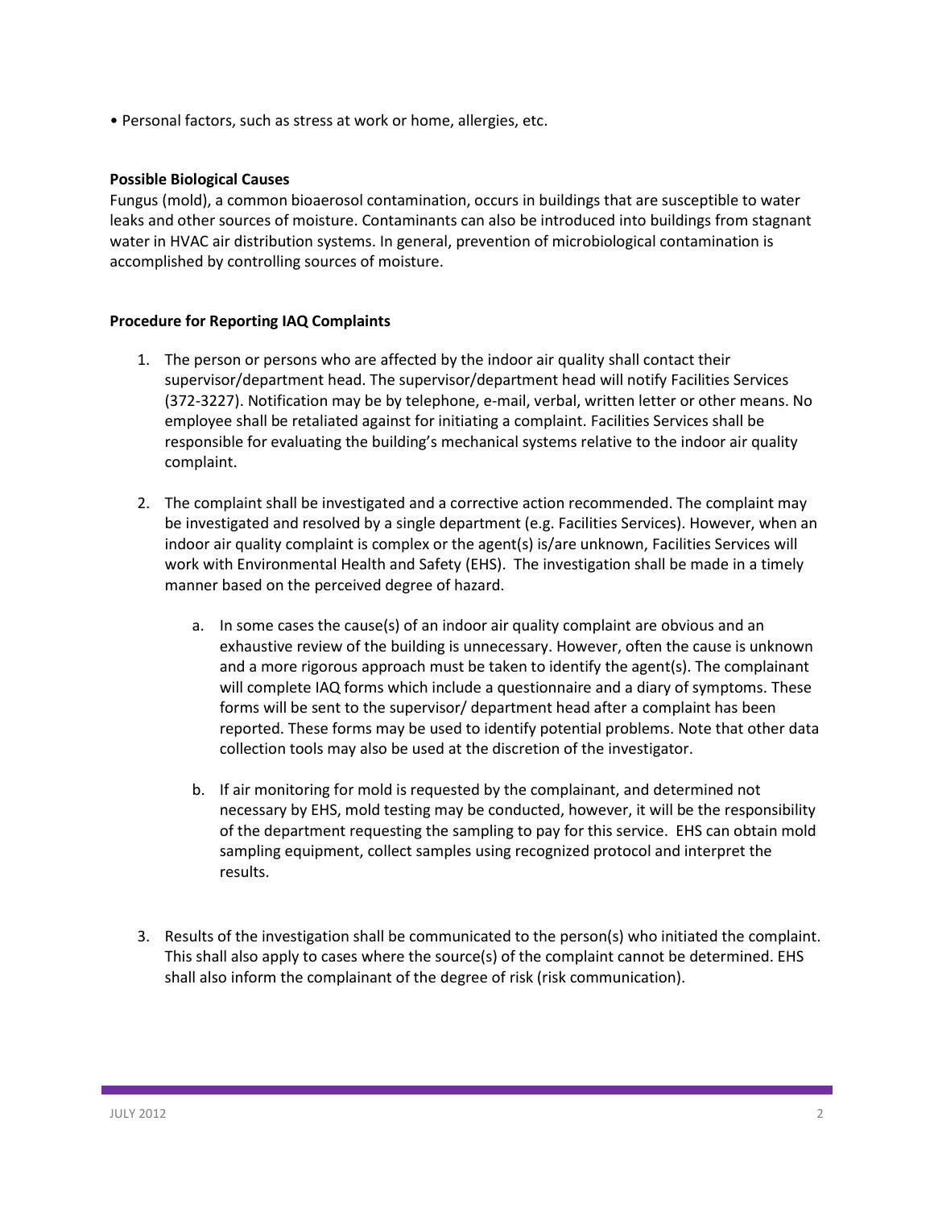- Personal factors, such as stress at work or home, allergies, etc.

**Possible Biological Causes**

Fungus (mold), a common bioaerosol contamination, occurs in buildings that are susceptible to water leaks and other sources of moisture. Contaminants can also be introduced into buildings from stagnant water in HVAC air distribution systems. In general, prevention of microbiological contamination is accomplished by controlling sources of moisture.

**Procedure for Reporting IAQ Complaints**

1. The person or persons who are affected by the indoor air quality shall contact their supervisor/department head. The supervisor/department head will notify Facilities Services (372-3227). Notification may be by telephone, e-mail, verbal, written letter or other means. No employee shall be retaliated against for initiating a complaint. Facilities Services shall be responsible for evaluating the building's mechanical systems relative to the indoor air quality complaint.

2. The complaint shall be investigated and a corrective action recommended. The complaint may be investigated and resolved by a single department (e.g. Facilities Services). However, when an indoor air quality complaint is complex or the agent(s) is/are unknown, Facilities Services will work with Environmental Health and Safety (EHS). The investigation shall be made in a timely manner based on the perceived degree of hazard.

   a. In some cases the cause(s) of an indoor air quality complaint are obvious and an exhaustive review of the building is unnecessary. However, often the cause is unknown and a more rigorous approach must be taken to identify the agent(s). The complainant will complete IAQ forms which include a questionnaire and a diary of symptoms. These forms will be sent to the supervisor/ department head after a complaint has been reported. These forms may be used to identify potential problems. Note that other data collection tools may also be used at the discretion of the investigator.

   b. If air monitoring for mold is requested by the complainant, and determined not necessary by EHS, mold testing may be conducted, however, it will be the responsibility of the department requesting the sampling to pay for this service. EHS can obtain mold sampling equipment, collect samples using recognized protocol and interpret the results.

3. Results of the investigation shall be communicated to the person(s) who initiated the complaint. This shall also apply to cases where the source(s) of the complaint cannot be determined. EHS shall also inform the complainant of the degree of risk (risk communication).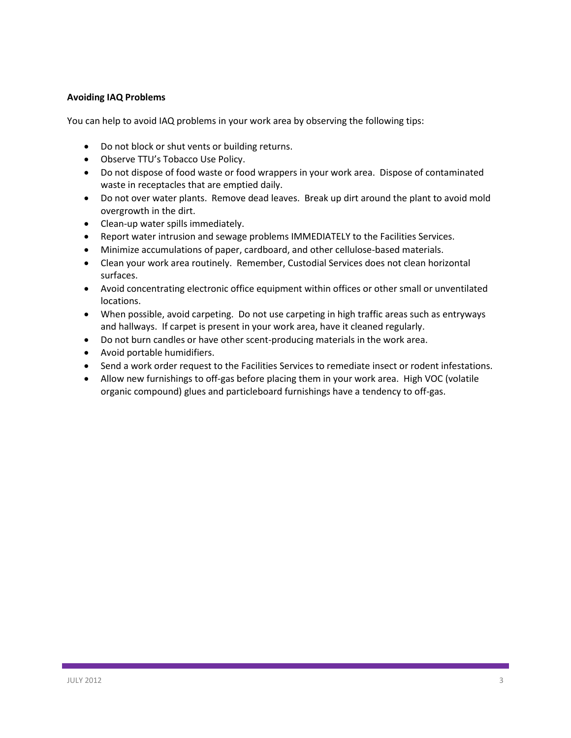**Avoiding IAQ Problems**

You can help to avoid IAQ problems in your work area by observing the following tips:

- Do not block or shut vents or building returns.
- Observe TTU's Tobacco Use Policy.
- Do not dispose of food waste or food wrappers in your work area. Dispose of contaminated waste in receptacles that are emptied daily.
- Do not over water plants. Remove dead leaves. Break up dirt around the plant to avoid mold overgrowth in the dirt.
- Clean-up water spills immediately.
- Report water intrusion and sewage problems IMMEDIATELY to the Facilities Services.
- Minimize accumulations of paper, cardboard, and other cellulose-based materials.
- Clean your work area routinely. Remember, Custodial Services does not clean horizontal surfaces.
- Avoid concentrating electronic office equipment within offices or other small or unventilated locations.
- When possible, avoid carpeting. Do not use carpeting in high traffic areas such as entryways and hallways. If carpet is present in your work area, have it cleaned regularly.
- Do not burn candles or have other scent-producing materials in the work area.
- Avoid portable humidifiers.
- Send a work order request to the Facilities Services to remediate insect or rodent infestations.
- Allow new furnishings to off-gas before placing them in your work area. High VOC (volatile organic compound) glues and particleboard furnishings have a tendency to off-gas.